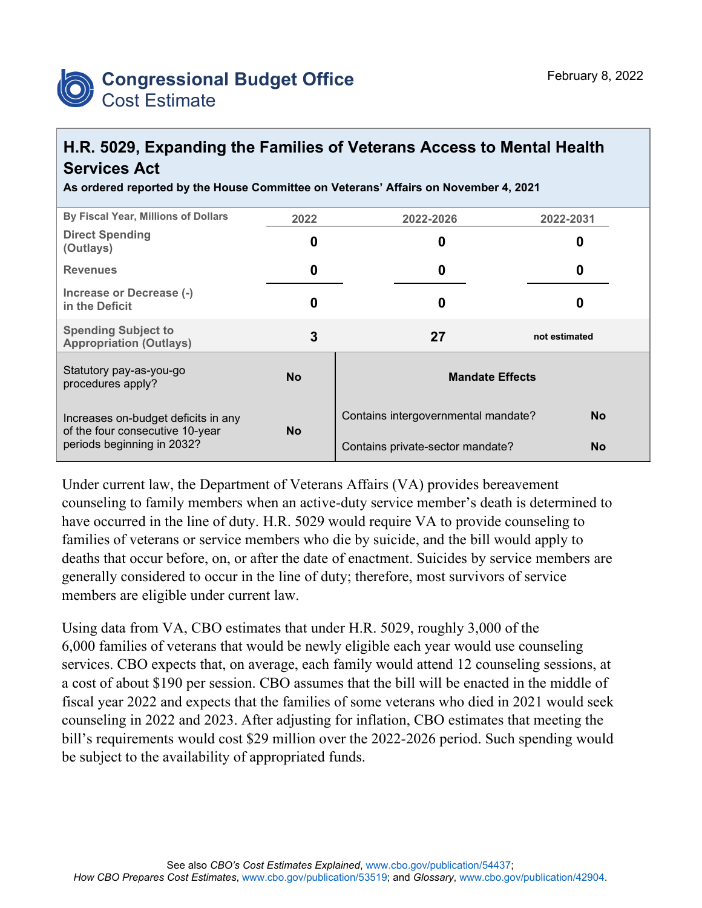# Congressional Budget Office
## Cost Estimate

February 8, 2022

## H.R. 5029, Expanding the Families of Veterans Access to Mental Health Services Act

**As ordered reported by the House Committee on Veterans' Affairs on November 4, 2021**

| By Fiscal Year, Millions of Dollars | 2022 | 2022-2026 | 2022-2031 |
|---|---|---|---|
| Direct Spending (Outlays) | 0 | 0 | 0 |
| Revenues | 0 | 0 | 0 |
| Increase or Decrease (-) in the Deficit | 0 | 0 | 0 |
| Spending Subject to Appropriation (Outlays) | 3 | 27 | not estimated |

| Statutory pay-as-you-go procedures apply? | No |
|---|---|
| Increases on-budget deficits in any of the four consecutive 10-year periods beginning in 2032? | No |

| Mandate Effects | |
|---|---|
| Contains intergovernmental mandate? | No |
| Contains private-sector mandate? | No |

Under current law, the Department of Veterans Affairs (VA) provides bereavement counseling to family members when an active-duty service member's death is determined to have occurred in the line of duty. H.R. 5029 would require VA to provide counseling to families of veterans or service members who die by suicide, and the bill would apply to deaths that occur before, on, or after the date of enactment. Suicides by service members are generally considered to occur in the line of duty; therefore, most survivors of service members are eligible under current law.

Using data from VA, CBO estimates that under H.R. 5029, roughly 3,000 of the 6,000 families of veterans that would be newly eligible each year would use counseling services. CBO expects that, on average, each family would attend 12 counseling sessions, at a cost of about $190 per session. CBO assumes that the bill will be enacted in the middle of fiscal year 2022 and expects that the families of some veterans who died in 2021 would seek counseling in 2022 and 2023. After adjusting for inflation, CBO estimates that meeting the bill's requirements would cost $29 million over the 2022-2026 period. Such spending would be subject to the availability of appropriated funds.

See also *CBO's Cost Estimates Explained*, www.cbo.gov/publication/54437; *How CBO Prepares Cost Estimates*, www.cbo.gov/publication/53519; and *Glossary*, www.cbo.gov/publication/42904.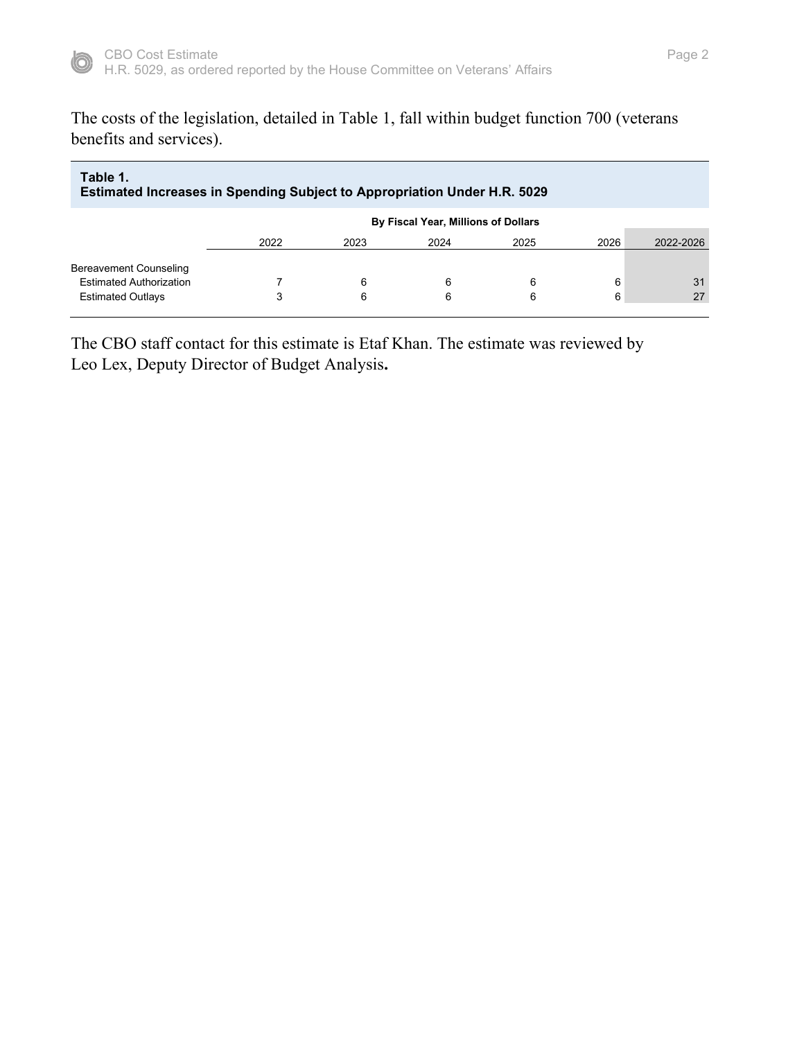The costs of the legislation, detailed in Table 1, fall within budget function 700 (veterans benefits and services).

**Table 1.**
**Estimated Increases in Spending Subject to Appropriation Under H.R. 5029**

| | By Fiscal Year, Millions of Dollars | | | | | |
|---|---|---|---|---|---|---|
| | 2022 | 2023 | 2024 | 2025 | 2026 | 2022-2026 |
| Bereavement Counseling | | | | | | |
| Estimated Authorization | 7 | 6 | 6 | 6 | 6 | 31 |
| Estimated Outlays | 3 | 6 | 6 | 6 | 6 | 27 |

The CBO staff contact for this estimate is Etaf Khan. The estimate was reviewed by Leo Lex, Deputy Director of Budget Analysis**.**